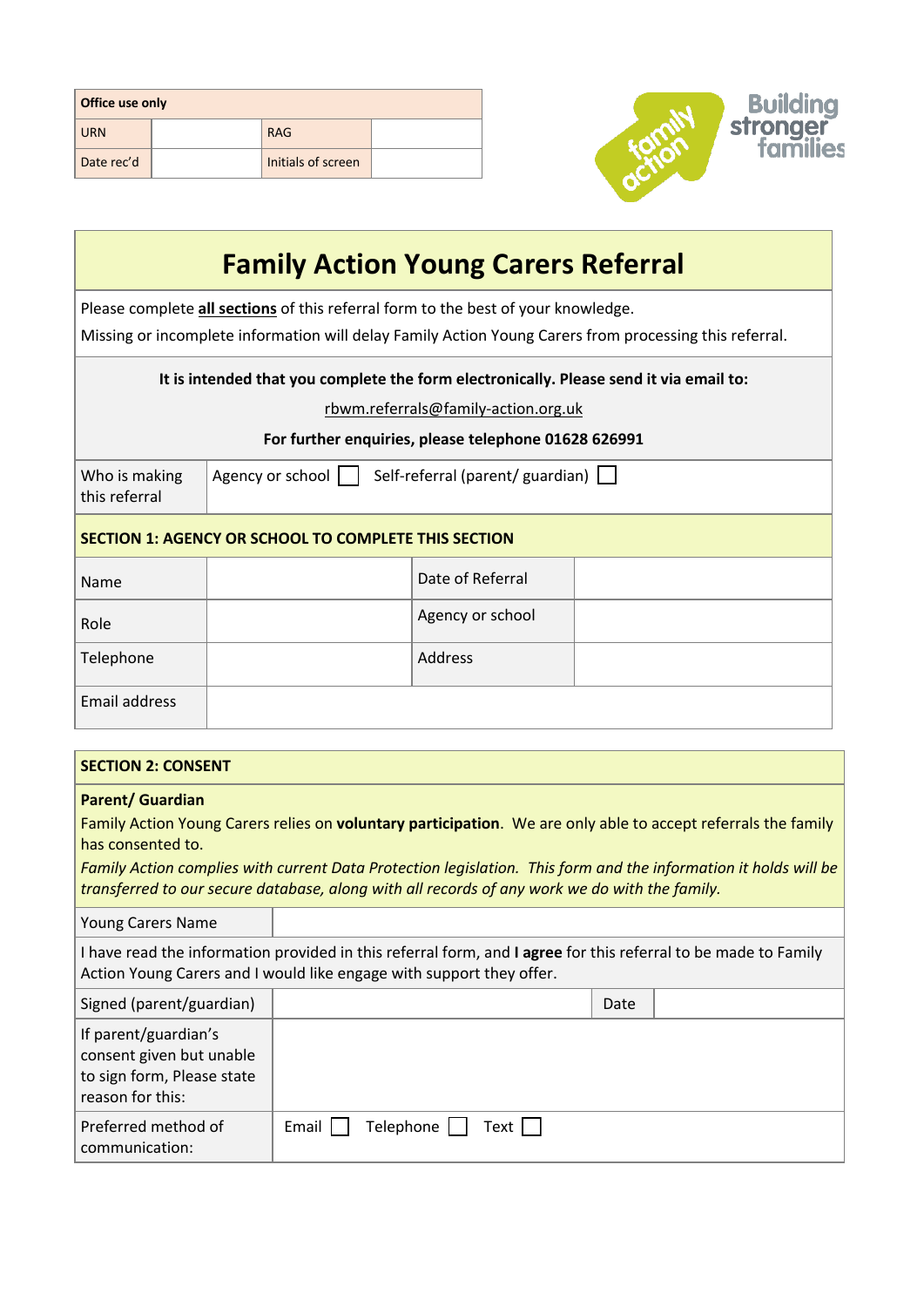| **Office use only** | | | |
|---|---|---|---|
| URN | | RAG | |
| Date rec'd | | Initials of screen | |

Building stronger families

# Family Action Young Carers Referral

Please complete **all sections** of this referral form to the best of your knowledge.

Missing or incomplete information will delay Family Action Young Carers from processing this referral.

**It is intended that you complete the form electronically. Please send it via email to:**

rbwm.referrals@family-action.org.uk

**For further enquiries, please telephone 01628 626991**

| Who is making this referral | Agency or school ☐ Self-referral (parent/ guardian) ☐ | | |
|---|---|---|---|
| **SECTION 1: AGENCY OR SCHOOL TO COMPLETE THIS SECTION** | | | |
| Name | | Date of Referral | |
| Role | | Agency or school | |
| Telephone | | Address | |
| Email address | | | |

| **SECTION 2: CONSENT** | | | |
|---|---|---|---|
| **Parent/ Guardian**<br>Family Action Young Carers relies on **voluntary participation**. We are only able to accept referrals the family has consented to.<br>*Family Action complies with current Data Protection legislation. This form and the information it holds will be transferred to our secure database, along with all records of any work we do with the family.* | | | |
| Young Carers Name | | | |
| I have read the information provided in this referral form, and **I agree** for this referral to be made to Family Action Young Carers and I would like engage with support they offer. | | | |
| Signed (parent/guardian) | | Date | |
| If parent/guardian's consent given but unable to sign form, Please state reason for this: | | | |
| Preferred method of communication: | Email ☐ Telephone ☐ Text ☐ | | |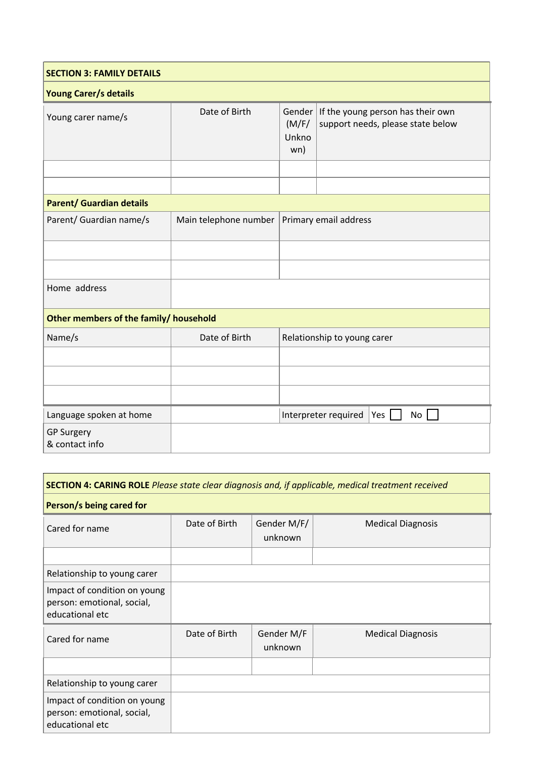## SECTION 3: FAMILY DETAILS

### Young Carer/s details

| Young carer name/s | Date of Birth | Gender (M/F/ Unknown) | If the young person has their own support needs, please state below |
|---|---|---|---|
| | | | |
| | | | |

### Parent/ Guardian details

| Parent/ Guardian name/s | Main telephone number | Primary email address |
|---|---|---|
| | | |
| | | |
| Home address | | |

### Other members of the family/ household

| Name/s | Date of Birth | Relationship to young carer |
|---|---|---|
| | | |
| | | |
| | | |

| Language spoken at home | | Interpreter required | Yes ☐ No ☐ |
|---|---|---|---|
| GP Surgery & contact info | | | |

## SECTION 4: CARING ROLE *Please state clear diagnosis and, if applicable, medical treatment received*

### Person/s being cared for

| Cared for name | Date of Birth | Gender M/F/ unknown | Medical Diagnosis |
|---|---|---|---|
| | | | |
| Relationship to young carer | | | |
| Impact of condition on young person: emotional, social, educational etc | | | |

| Cared for name | Date of Birth | Gender M/F unknown | Medical Diagnosis |
|---|---|---|---|
| | | | |
| Relationship to young carer | | | |
| Impact of condition on young person: emotional, social, educational etc | | | |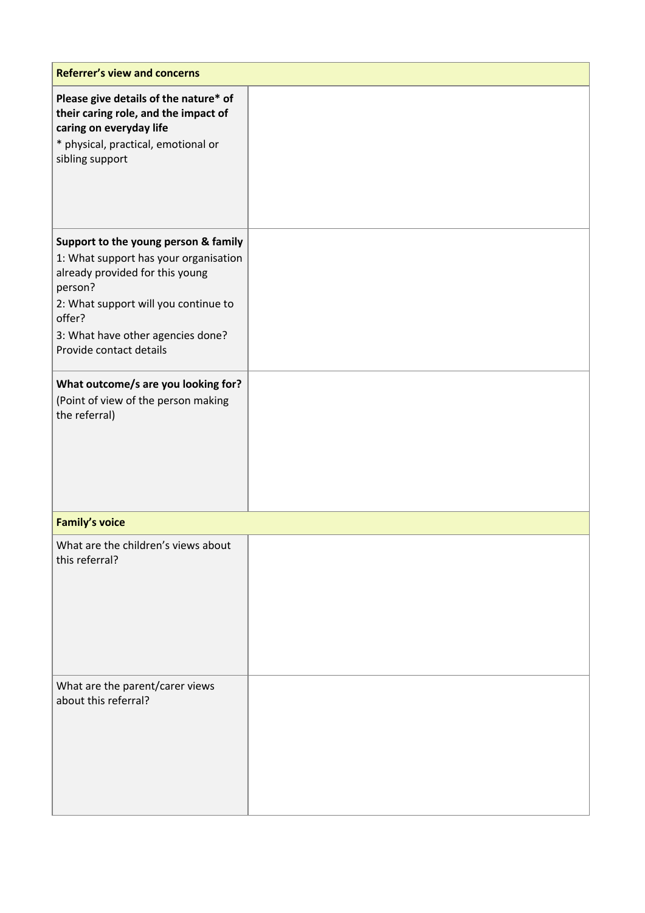| Referrer's view and concerns | |
|---|---|
| **Please give details of the nature* of their caring role, and the impact of caring on everyday life**<br>* physical, practical, emotional or sibling support | |
| **Support to the young person & family**<br>1: What support has your organisation already provided for this young person?<br>2: What support will you continue to offer?<br>3: What have other agencies done? Provide contact details | |
| **What outcome/s are you looking for?**<br>(Point of view of the person making the referral) | |

| Family's voice | |
|---|---|
| What are the children's views about this referral? | |
| What are the parent/carer views about this referral? | |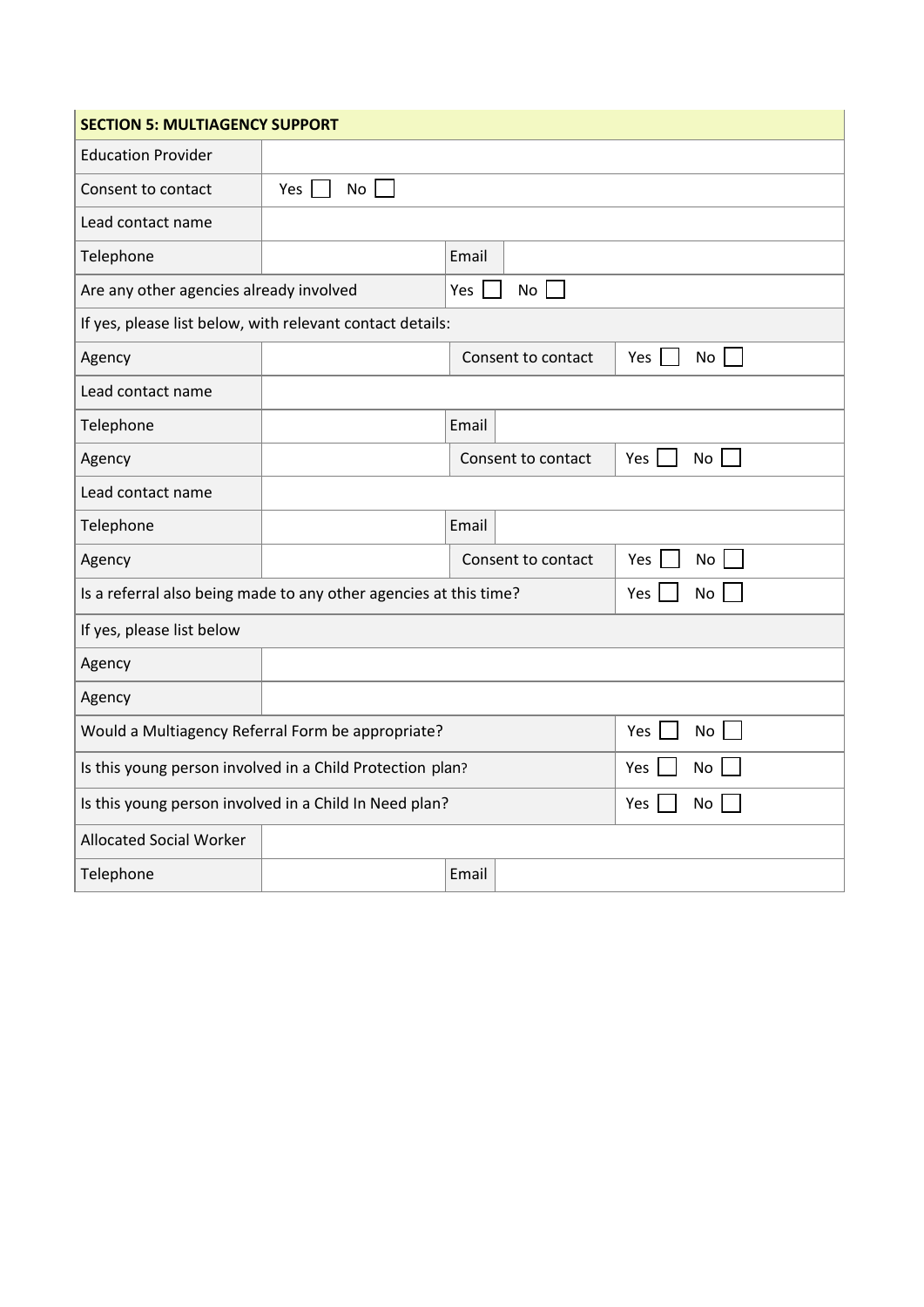| SECTION 5: MULTIAGENCY SUPPORT | | | | |
|---|---|---|---|---|
| Education Provider | | | | |
| Consent to contact | Yes ☐ No ☐ | | | |
| Lead contact name | | | | |
| Telephone | | Email | | |
| Are any other agencies already involved | | Yes ☐ No ☐ | | |
| If yes, please list below, with relevant contact details: | | | | |
| Agency | | Consent to contact | | Yes ☐ No ☐ |
| Lead contact name | | | | |
| Telephone | | Email | | |
| Agency | | Consent to contact | | Yes ☐ No ☐ |
| Lead contact name | | | | |
| Telephone | | Email | | |
| Agency | | Consent to contact | | Yes ☐ No ☐ |
| Is a referral also being made to any other agencies at this time? | | | | Yes ☐ No ☐ |
| If yes, please list below | | | | |
| Agency | | | | |
| Agency | | | | |
| Would a Multiagency Referral Form be appropriate? | | | | Yes ☐ No ☐ |
| Is this young person involved in a Child Protection plan? | | | | Yes ☐ No ☐ |
| Is this young person involved in a Child In Need plan? | | | | Yes ☐ No ☐ |
| Allocated Social Worker | | | | |
| Telephone | | Email | | |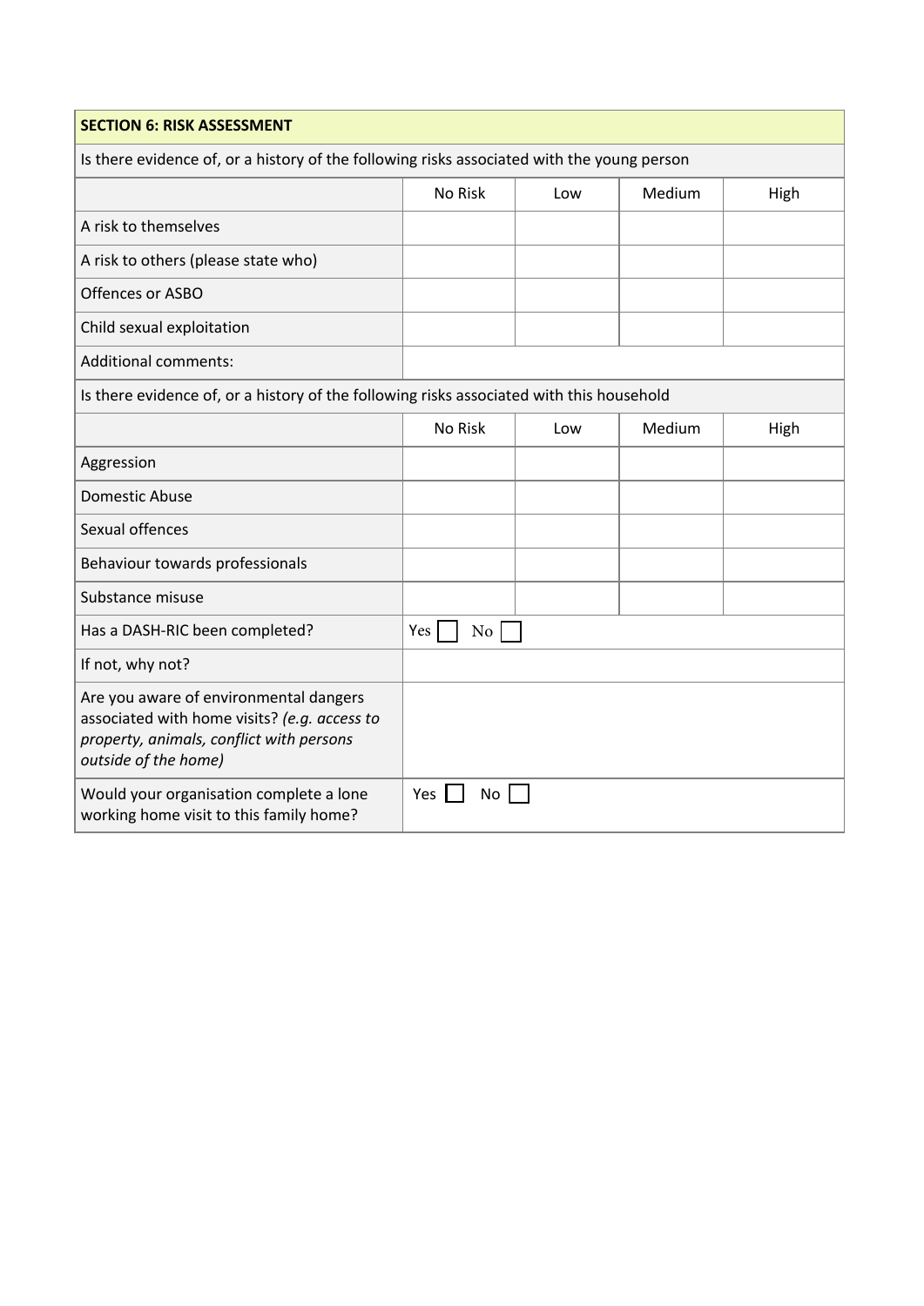| SECTION 6: RISK ASSESSMENT | | | | |
|---|---|---|---|---|
| Is there evidence of, or a history of the following risks associated with the young person | | | | |
| | No Risk | Low | Medium | High |
| A risk to themselves | | | | |
| A risk to others (please state who) | | | | |
| Offences or ASBO | | | | |
| Child sexual exploitation | | | | |
| Additional comments: | | | | |
| Is there evidence of, or a history of the following risks associated with this household | | | | |
| | No Risk | Low | Medium | High |
| Aggression | | | | |
| Domestic Abuse | | | | |
| Sexual offences | | | | |
| Behaviour towards professionals | | | | |
| Substance misuse | | | | |
| Has a DASH-RIC been completed? | Yes ☐ No ☐ | | | |
| If not, why not? | | | | |
| Are you aware of environmental dangers associated with home visits? *(e.g. access to property, animals, conflict with persons outside of the home)* | | | | |
| Would your organisation complete a lone working home visit to this family home? | Yes ☐ No ☐ | | | |